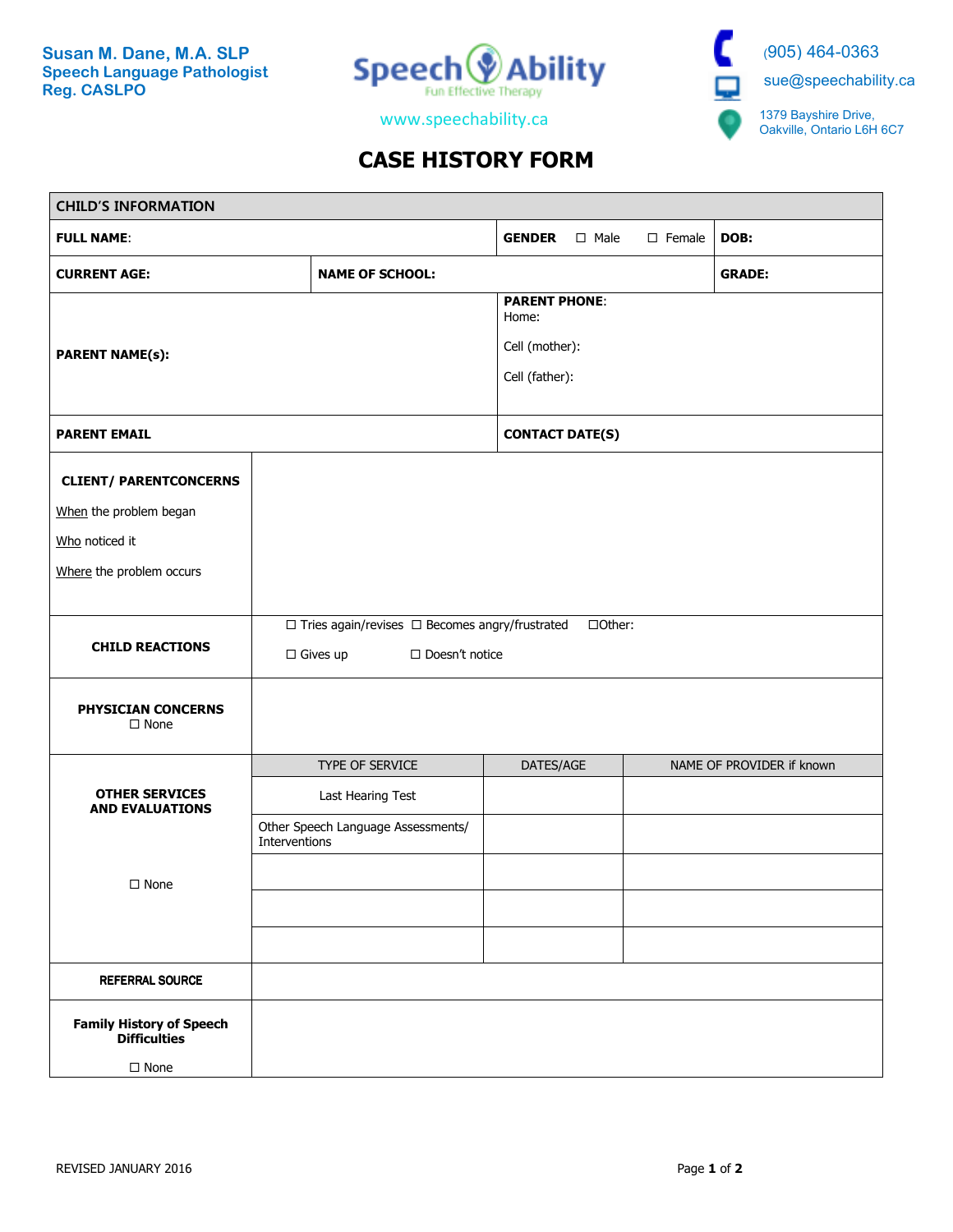**Susan M. Dane, M.A. SLP**
**Speech Language Pathologist**
**Reg. CASLPO**

Speech Ability
Fun Effective Therapy

www.speechability.ca

(905) 464-0363
sue@speechability.ca
1379 Bayshire Drive,
Oakville, Ontario L6H 6C7

# CASE HISTORY FORM

| CHILD'S INFORMATION | | | |
|---|---|---|---|
| **FULL NAME**: | | **GENDER** ☐ Male ☐ Female | **DOB:** |
| **CURRENT AGE:** | **NAME OF SCHOOL:** | | **GRADE:** |
| **PARENT NAME(s):** | | **PARENT PHONE**:<br>Home:<br>Cell (mother):<br>Cell (father): | |
| **PARENT EMAIL** | | **CONTACT DATE(S)** | |

| | | | |
|---|---|---|---|
| **CLIENT/ PARENTCONCERNS**<br>When the problem began<br>Who noticed it<br>Where the problem occurs | | | |
| **CHILD REACTIONS** | ☐ Tries again/revises ☐ Becomes angry/frustrated ☐Other:<br>☐ Gives up ☐ Doesn't notice | | |
| **PHYSICIAN CONCERNS**<br>☐ None | | | |
| **OTHER SERVICES AND EVALUATIONS**<br>☐ None | TYPE OF SERVICE | DATES/AGE | NAME OF PROVIDER if known |
| | Last Hearing Test | | |
| | Other Speech Language Assessments/ Interventions | | |
| | | | |
| | | | |
| | | | |
| **REFERRAL SOURCE** | | | |
| **Family History of Speech Difficulties**<br>☐ None | | | |

REVISED JANUARY 2016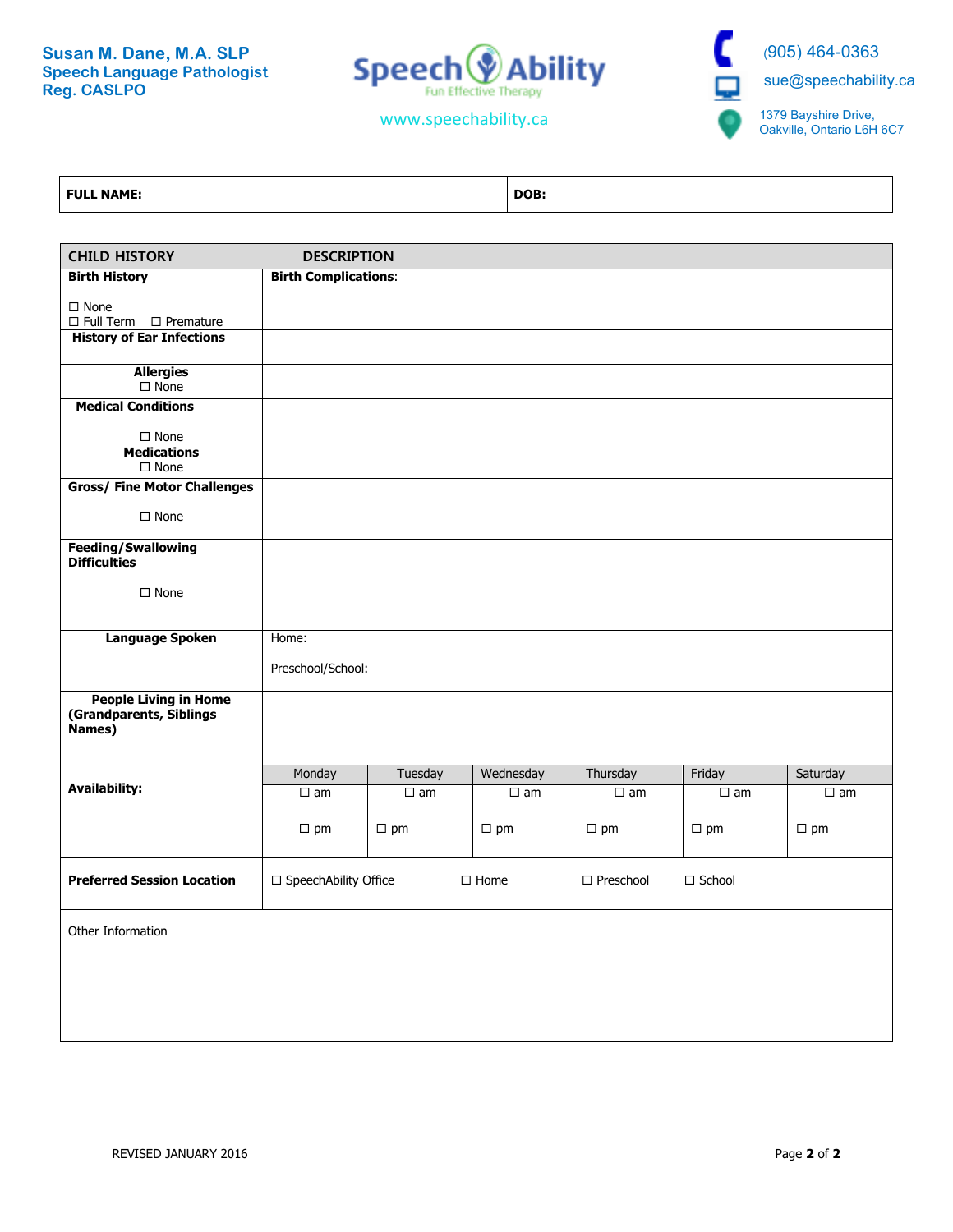**Susan M. Dane, M.A. SLP**
**Speech Language Pathologist**
**Reg. CASLPO**

Speech Ability
Fun Effective Therapy

www.speechability.ca

(905) 464-0363
sue@speechability.ca
1379 Bayshire Drive,
Oakville, Ontario L6H 6C7

| **FULL NAME:** | **DOB:** |
|---|---|

| CHILD HISTORY | DESCRIPTION | | | | | |
|---|---|---|---|---|---|---|
| **Birth History**<br><br>☐ None<br>☐ Full Term ☐ Premature | **Birth Complications**: | | | | | |
| **History of Ear Infections** | | | | | | |
| **Allergies**<br>☐ None | | | | | | |
| **Medical Conditions**<br><br>☐ None | | | | | | |
| **Medications**<br>☐ None | | | | | | |
| **Gross/ Fine Motor Challenges**<br><br>☐ None | | | | | | |
| **Feeding/Swallowing Difficulties**<br><br>☐ None | | | | | | |
| **Language Spoken** | Home:<br><br>Preschool/School: | | | | | |
| **People Living in Home (Grandparents, Siblings Names)** | | | | | | |
| **Availability:** | Monday | Tuesday | Wednesday | Thursday | Friday | Saturday |
| | ☐ am | ☐ am | ☐ am | ☐ am | ☐ am | ☐ am |
| | ☐ pm | ☐ pm | ☐ pm | ☐ pm | ☐ pm | ☐ pm |
| **Preferred Session Location** | ☐ SpeechAbility Office | ☐ Home | ☐ Preschool | ☐ School | | |
| Other Information | | | | | | |

REVISED JANUARY 2016